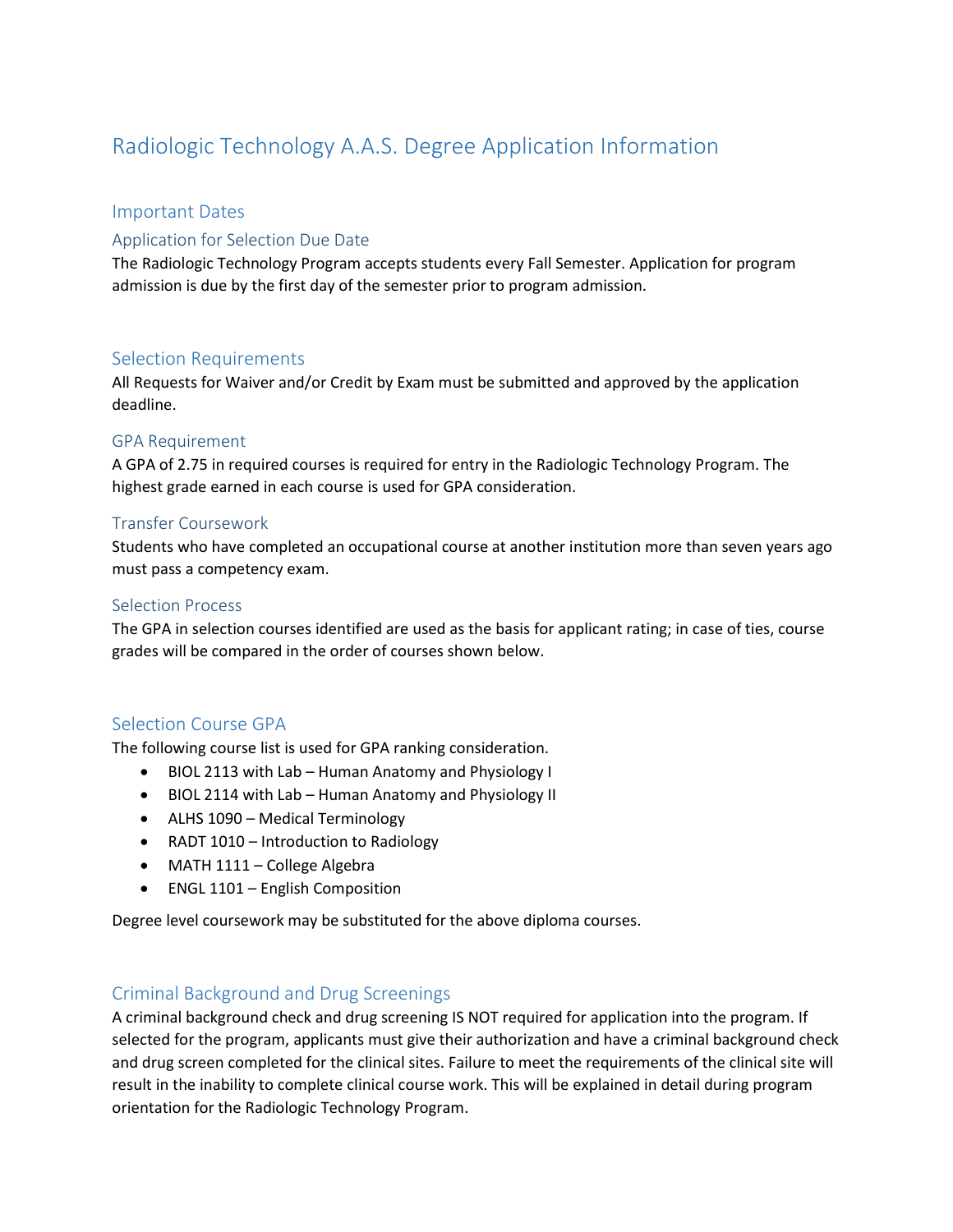# Radiologic Technology A.A.S. Degree Application Information

## Important Dates

### Application for Selection Due Date

The Radiologic Technology Program accepts students every Fall Semester. Application for program admission is due by the first day of the semester prior to program admission.

## Selection Requirements

All Requests for Waiver and/or Credit by Exam must be submitted and approved by the application deadline.

### GPA Requirement

A GPA of 2.75 in required courses is required for entry in the Radiologic Technology Program. The highest grade earned in each course is used for GPA consideration.

### Transfer Coursework

Students who have completed an occupational course at another institution more than seven years ago must pass a competency exam.

### Selection Process

The GPA in selection courses identified are used as the basis for applicant rating; in case of ties, course grades will be compared in the order of courses shown below.

## Selection Course GPA

The following course list is used for GPA ranking consideration.

- BIOL 2113 with Lab – Human Anatomy and Physiology I
- BIOL 2114 with Lab – Human Anatomy and Physiology II
- ALHS 1090 – Medical Terminology
- RADT 1010 – Introduction to Radiology
- MATH 1111 – College Algebra
- ENGL 1101 – English Composition

Degree level coursework may be substituted for the above diploma courses.

## Criminal Background and Drug Screenings

A criminal background check and drug screening IS NOT required for application into the program. If selected for the program, applicants must give their authorization and have a criminal background check and drug screen completed for the clinical sites. Failure to meet the requirements of the clinical site will result in the inability to complete clinical course work. This will be explained in detail during program orientation for the Radiologic Technology Program.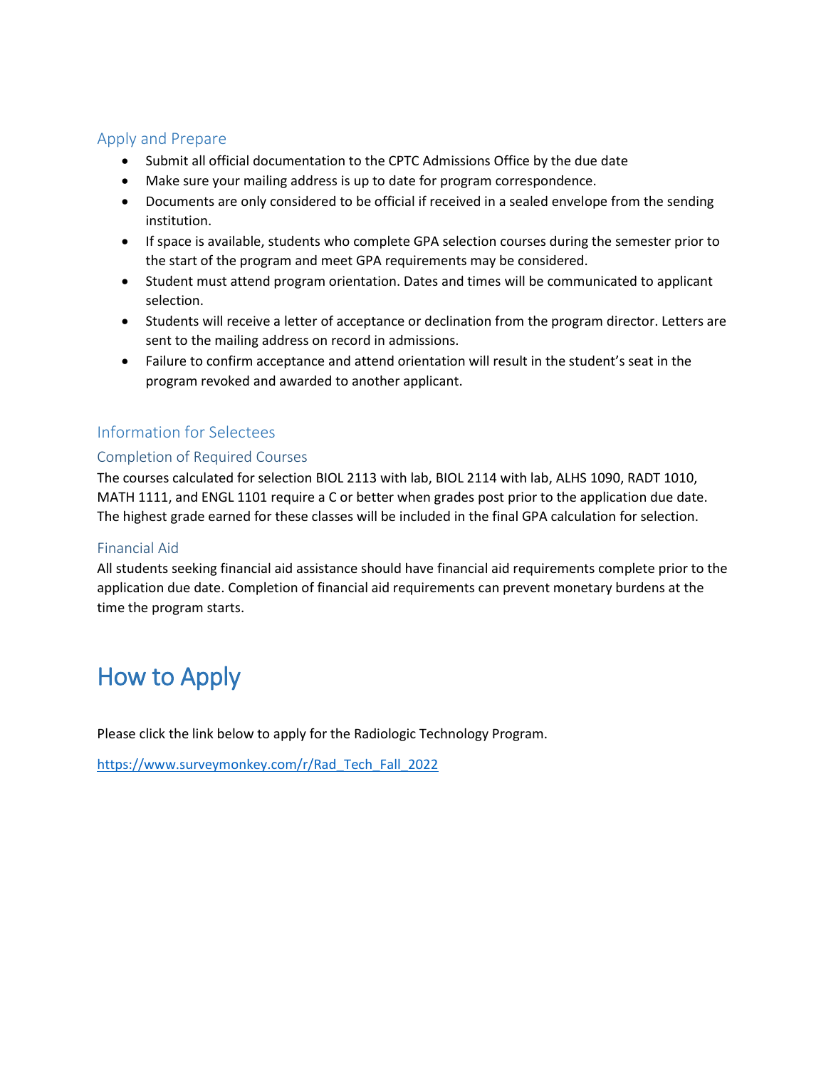## Apply and Prepare

- Submit all official documentation to the CPTC Admissions Office by the due date
- Make sure your mailing address is up to date for program correspondence.
- Documents are only considered to be official if received in a sealed envelope from the sending institution.
- If space is available, students who complete GPA selection courses during the semester prior to the start of the program and meet GPA requirements may be considered.
- Student must attend program orientation. Dates and times will be communicated to applicant selection.
- Students will receive a letter of acceptance or declination from the program director. Letters are sent to the mailing address on record in admissions.
- Failure to confirm acceptance and attend orientation will result in the student's seat in the program revoked and awarded to another applicant.

## Information for Selectees

### Completion of Required Courses

The courses calculated for selection BIOL 2113 with lab, BIOL 2114 with lab, ALHS 1090, RADT 1010, MATH 1111, and ENGL 1101 require a C or better when grades post prior to the application due date. The highest grade earned for these classes will be included in the final GPA calculation for selection.

### Financial Aid

All students seeking financial aid assistance should have financial aid requirements complete prior to the application due date. Completion of financial aid requirements can prevent monetary burdens at the time the program starts.

# How to Apply

Please click the link below to apply for the Radiologic Technology Program.

https://www.surveymonkey.com/r/Rad_Tech_Fall_2022